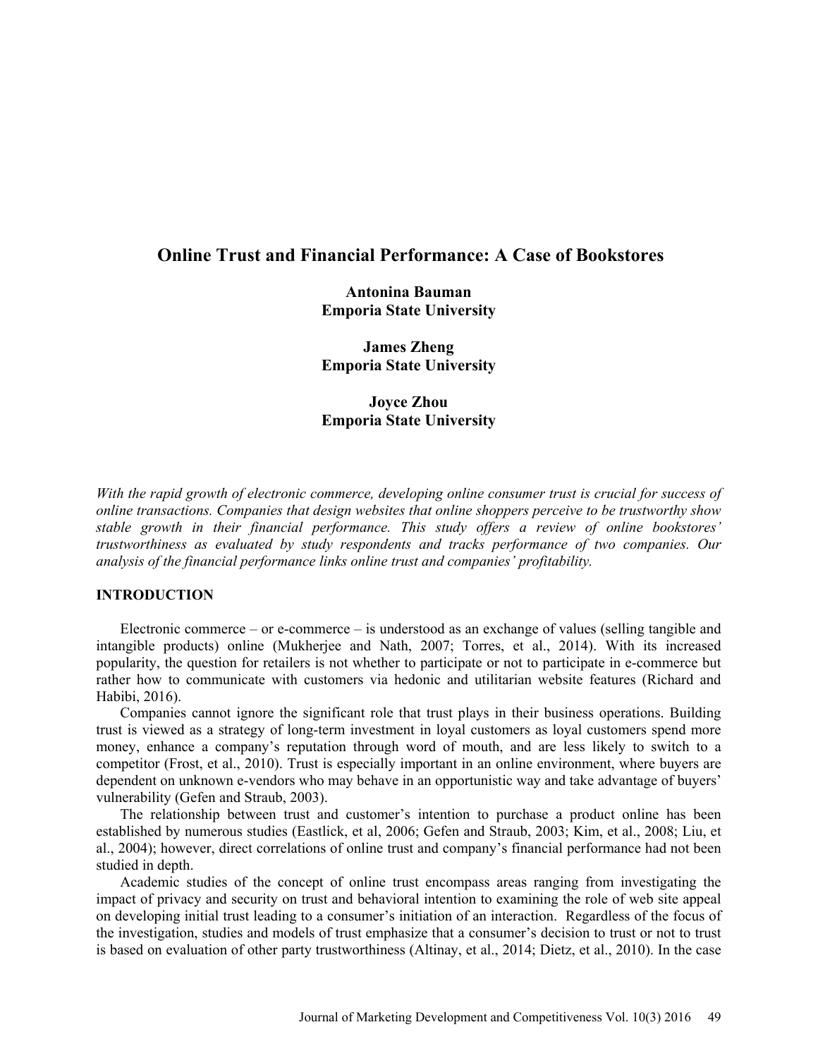# Online Trust and Financial Performance: A Case of Bookstores

**Antonina Bauman**
**Emporia State University**

**James Zheng**
**Emporia State University**

**Joyce Zhou**
**Emporia State University**

*With the rapid growth of electronic commerce, developing online consumer trust is crucial for success of online transactions. Companies that design websites that online shoppers perceive to be trustworthy show stable growth in their financial performance. This study offers a review of online bookstores' trustworthiness as evaluated by study respondents and tracks performance of two companies. Our analysis of the financial performance links online trust and companies' profitability.*

## INTRODUCTION

Electronic commerce – or e-commerce – is understood as an exchange of values (selling tangible and intangible products) online (Mukherjee and Nath, 2007; Torres, et al., 2014). With its increased popularity, the question for retailers is not whether to participate or not to participate in e-commerce but rather how to communicate with customers via hedonic and utilitarian website features (Richard and Habibi, 2016).

Companies cannot ignore the significant role that trust plays in their business operations. Building trust is viewed as a strategy of long-term investment in loyal customers as loyal customers spend more money, enhance a company's reputation through word of mouth, and are less likely to switch to a competitor (Frost, et al., 2010). Trust is especially important in an online environment, where buyers are dependent on unknown e-vendors who may behave in an opportunistic way and take advantage of buyers' vulnerability (Gefen and Straub, 2003).

The relationship between trust and customer's intention to purchase a product online has been established by numerous studies (Eastlick, et al, 2006; Gefen and Straub, 2003; Kim, et al., 2008; Liu, et al., 2004); however, direct correlations of online trust and company's financial performance had not been studied in depth.

Academic studies of the concept of online trust encompass areas ranging from investigating the impact of privacy and security on trust and behavioral intention to examining the role of web site appeal on developing initial trust leading to a consumer's initiation of an interaction. Regardless of the focus of the investigation, studies and models of trust emphasize that a consumer's decision to trust or not to trust is based on evaluation of other party trustworthiness (Altinay, et al., 2014; Dietz, et al., 2010). In the case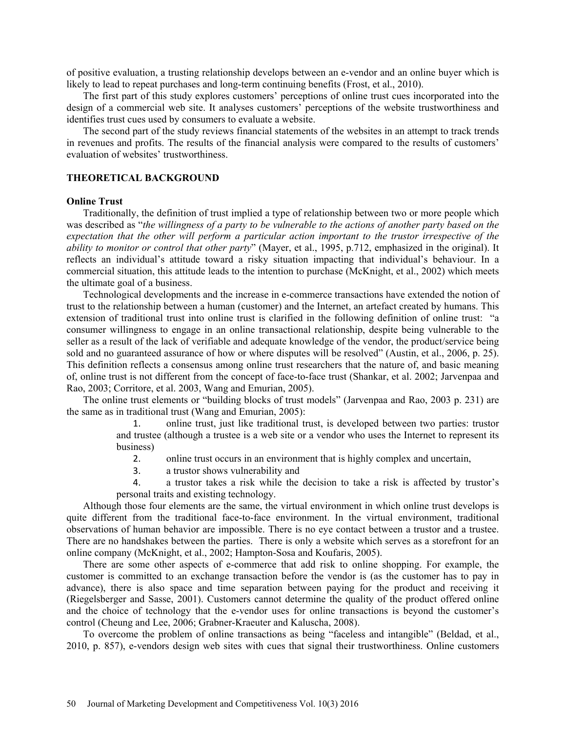of positive evaluation, a trusting relationship develops between an e-vendor and an online buyer which is likely to lead to repeat purchases and long-term continuing benefits (Frost, et al., 2010).

The first part of this study explores customers' perceptions of online trust cues incorporated into the design of a commercial web site. It analyses customers' perceptions of the website trustworthiness and identifies trust cues used by consumers to evaluate a website.

The second part of the study reviews financial statements of the websites in an attempt to track trends in revenues and profits. The results of the financial analysis were compared to the results of customers' evaluation of websites' trustworthiness.

## THEORETICAL BACKGROUND

### Online Trust

Traditionally, the definition of trust implied a type of relationship between two or more people which was described as "*the willingness of a party to be vulnerable to the actions of another party based on the expectation that the other will perform a particular action important to the trustor irrespective of the ability to monitor or control that other party*" (Mayer, et al., 1995, p.712, emphasized in the original). It reflects an individual's attitude toward a risky situation impacting that individual's behaviour. In a commercial situation, this attitude leads to the intention to purchase (McKnight, et al., 2002) which meets the ultimate goal of a business.

Technological developments and the increase in e-commerce transactions have extended the notion of trust to the relationship between a human (customer) and the Internet, an artefact created by humans. This extension of traditional trust into online trust is clarified in the following definition of online trust: "a consumer willingness to engage in an online transactional relationship, despite being vulnerable to the seller as a result of the lack of verifiable and adequate knowledge of the vendor, the product/service being sold and no guaranteed assurance of how or where disputes will be resolved" (Austin, et al., 2006, p. 25). This definition reflects a consensus among online trust researchers that the nature of, and basic meaning of, online trust is not different from the concept of face-to-face trust (Shankar, et al. 2002; Jarvenpaa and Rao, 2003; Corritore, et al. 2003, Wang and Emurian, 2005).

The online trust elements or "building blocks of trust models" (Jarvenpaa and Rao, 2003 p. 231) are the same as in traditional trust (Wang and Emurian, 2005):

1. online trust, just like traditional trust, is developed between two parties: trustor and trustee (although a trustee is a web site or a vendor who uses the Internet to represent its business)
2. online trust occurs in an environment that is highly complex and uncertain,
3. a trustor shows vulnerability and
4. a trustor takes a risk while the decision to take a risk is affected by trustor's personal traits and existing technology.

Although those four elements are the same, the virtual environment in which online trust develops is quite different from the traditional face-to-face environment. In the virtual environment, traditional observations of human behavior are impossible. There is no eye contact between a trustor and a trustee. There are no handshakes between the parties. There is only a website which serves as a storefront for an online company (McKnight, et al., 2002; Hampton-Sosa and Koufaris, 2005).

There are some other aspects of e-commerce that add risk to online shopping. For example, the customer is committed to an exchange transaction before the vendor is (as the customer has to pay in advance), there is also space and time separation between paying for the product and receiving it (Riegelsberger and Sasse, 2001). Customers cannot determine the quality of the product offered online and the choice of technology that the e-vendor uses for online transactions is beyond the customer's control (Cheung and Lee, 2006; Grabner-Kraeuter and Kaluscha, 2008).

To overcome the problem of online transactions as being "faceless and intangible" (Beldad, et al., 2010, p. 857), e-vendors design web sites with cues that signal their trustworthiness. Online customers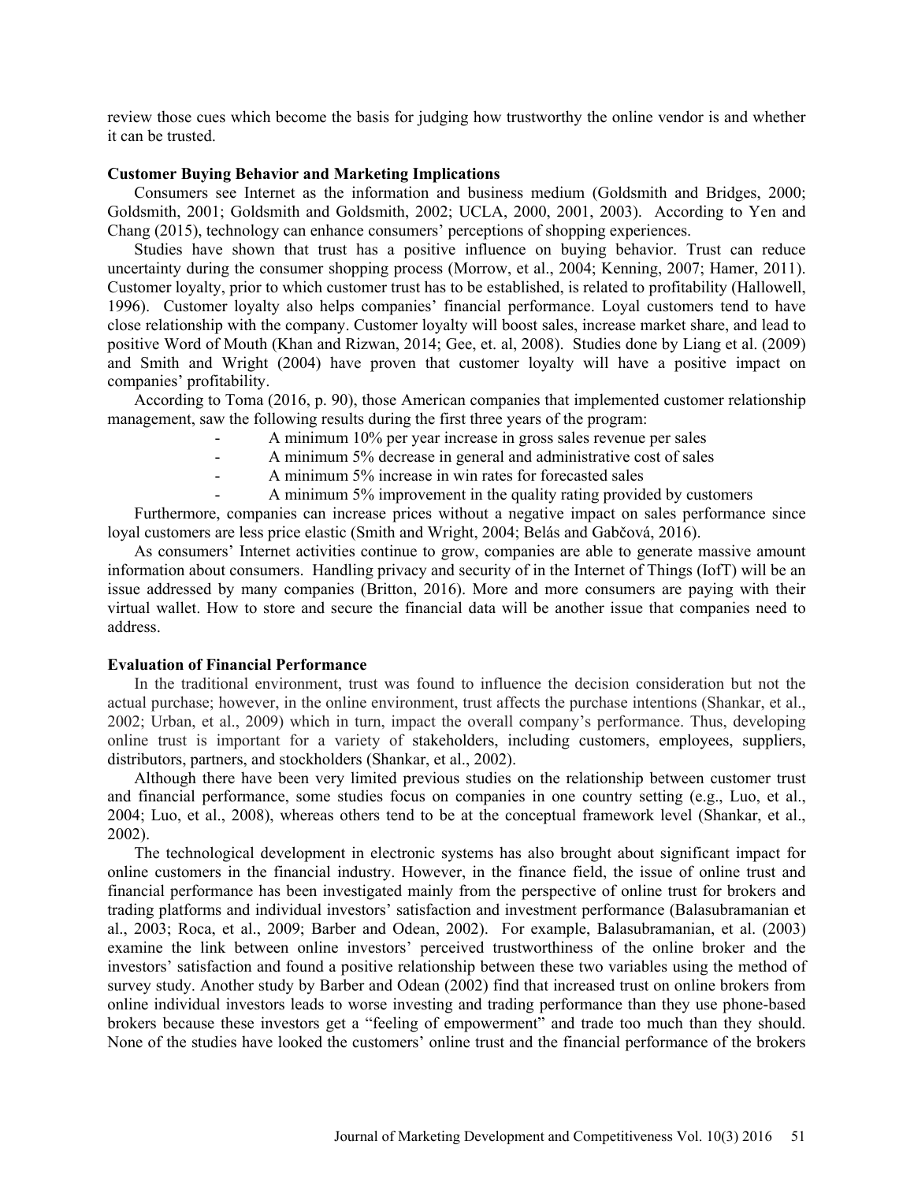review those cues which become the basis for judging how trustworthy the online vendor is and whether it can be trusted.

**Customer Buying Behavior and Marketing Implications**

Consumers see Internet as the information and business medium (Goldsmith and Bridges, 2000; Goldsmith, 2001; Goldsmith and Goldsmith, 2002; UCLA, 2000, 2001, 2003). According to Yen and Chang (2015), technology can enhance consumers' perceptions of shopping experiences.

Studies have shown that trust has a positive influence on buying behavior. Trust can reduce uncertainty during the consumer shopping process (Morrow, et al., 2004; Kenning, 2007; Hamer, 2011). Customer loyalty, prior to which customer trust has to be established, is related to profitability (Hallowell, 1996). Customer loyalty also helps companies' financial performance. Loyal customers tend to have close relationship with the company. Customer loyalty will boost sales, increase market share, and lead to positive Word of Mouth (Khan and Rizwan, 2014; Gee, et. al, 2008). Studies done by Liang et al. (2009) and Smith and Wright (2004) have proven that customer loyalty will have a positive impact on companies' profitability.

According to Toma (2016, p. 90), those American companies that implemented customer relationship management, saw the following results during the first three years of the program:

- A minimum 10% per year increase in gross sales revenue per sales
- A minimum 5% decrease in general and administrative cost of sales
- A minimum 5% increase in win rates for forecasted sales
- A minimum 5% improvement in the quality rating provided by customers

Furthermore, companies can increase prices without a negative impact on sales performance since loyal customers are less price elastic (Smith and Wright, 2004; Belás and Gabčová, 2016).

As consumers' Internet activities continue to grow, companies are able to generate massive amount information about consumers. Handling privacy and security of in the Internet of Things (IofT) will be an issue addressed by many companies (Britton, 2016). More and more consumers are paying with their virtual wallet. How to store and secure the financial data will be another issue that companies need to address.

**Evaluation of Financial Performance**

In the traditional environment, trust was found to influence the decision consideration but not the actual purchase; however, in the online environment, trust affects the purchase intentions (Shankar, et al., 2002; Urban, et al., 2009) which in turn, impact the overall company's performance. Thus, developing online trust is important for a variety of stakeholders, including customers, employees, suppliers, distributors, partners, and stockholders (Shankar, et al., 2002).

Although there have been very limited previous studies on the relationship between customer trust and financial performance, some studies focus on companies in one country setting (e.g., Luo, et al., 2004; Luo, et al., 2008), whereas others tend to be at the conceptual framework level (Shankar, et al., 2002).

The technological development in electronic systems has also brought about significant impact for online customers in the financial industry. However, in the finance field, the issue of online trust and financial performance has been investigated mainly from the perspective of online trust for brokers and trading platforms and individual investors' satisfaction and investment performance (Balasubramanian et al., 2003; Roca, et al., 2009; Barber and Odean, 2002). For example, Balasubramanian, et al. (2003) examine the link between online investors' perceived trustworthiness of the online broker and the investors' satisfaction and found a positive relationship between these two variables using the method of survey study. Another study by Barber and Odean (2002) find that increased trust on online brokers from online individual investors leads to worse investing and trading performance than they use phone-based brokers because these investors get a "feeling of empowerment" and trade too much than they should. None of the studies have looked the customers' online trust and the financial performance of the brokers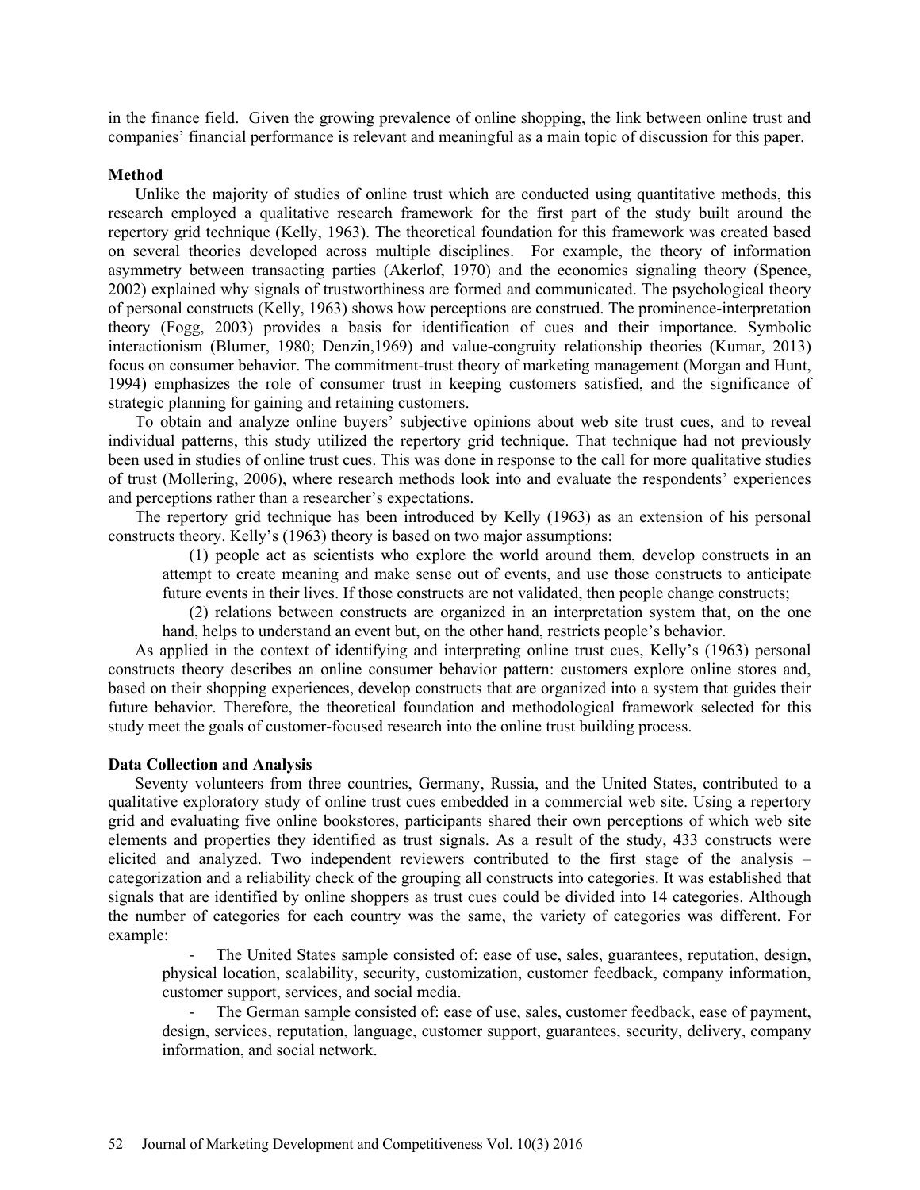in the finance field. Given the growing prevalence of online shopping, the link between online trust and companies' financial performance is relevant and meaningful as a main topic of discussion for this paper.

### Method

Unlike the majority of studies of online trust which are conducted using quantitative methods, this research employed a qualitative research framework for the first part of the study built around the repertory grid technique (Kelly, 1963). The theoretical foundation for this framework was created based on several theories developed across multiple disciplines. For example, the theory of information asymmetry between transacting parties (Akerlof, 1970) and the economics signaling theory (Spence, 2002) explained why signals of trustworthiness are formed and communicated. The psychological theory of personal constructs (Kelly, 1963) shows how perceptions are construed. The prominence-interpretation theory (Fogg, 2003) provides a basis for identification of cues and their importance. Symbolic interactionism (Blumer, 1980; Denzin,1969) and value-congruity relationship theories (Kumar, 2013) focus on consumer behavior. The commitment-trust theory of marketing management (Morgan and Hunt, 1994) emphasizes the role of consumer trust in keeping customers satisfied, and the significance of strategic planning for gaining and retaining customers.

To obtain and analyze online buyers' subjective opinions about web site trust cues, and to reveal individual patterns, this study utilized the repertory grid technique. That technique had not previously been used in studies of online trust cues. This was done in response to the call for more qualitative studies of trust (Mollering, 2006), where research methods look into and evaluate the respondents' experiences and perceptions rather than a researcher's expectations.

The repertory grid technique has been introduced by Kelly (1963) as an extension of his personal constructs theory. Kelly's (1963) theory is based on two major assumptions:

> (1) people act as scientists who explore the world around them, develop constructs in an attempt to create meaning and make sense out of events, and use those constructs to anticipate future events in their lives. If those constructs are not validated, then people change constructs;
>
> (2) relations between constructs are organized in an interpretation system that, on the one hand, helps to understand an event but, on the other hand, restricts people's behavior.

As applied in the context of identifying and interpreting online trust cues, Kelly's (1963) personal constructs theory describes an online consumer behavior pattern: customers explore online stores and, based on their shopping experiences, develop constructs that are organized into a system that guides their future behavior. Therefore, the theoretical foundation and methodological framework selected for this study meet the goals of customer-focused research into the online trust building process.

### Data Collection and Analysis

Seventy volunteers from three countries, Germany, Russia, and the United States, contributed to a qualitative exploratory study of online trust cues embedded in a commercial web site. Using a repertory grid and evaluating five online bookstores, participants shared their own perceptions of which web site elements and properties they identified as trust signals. As a result of the study, 433 constructs were elicited and analyzed. Two independent reviewers contributed to the first stage of the analysis – categorization and a reliability check of the grouping all constructs into categories. It was established that signals that are identified by online shoppers as trust cues could be divided into 14 categories. Although the number of categories for each country was the same, the variety of categories was different. For example:

- The United States sample consisted of: ease of use, sales, guarantees, reputation, design, physical location, scalability, security, customization, customer feedback, company information, customer support, services, and social media.
- The German sample consisted of: ease of use, sales, customer feedback, ease of payment, design, services, reputation, language, customer support, guarantees, security, delivery, company information, and social network.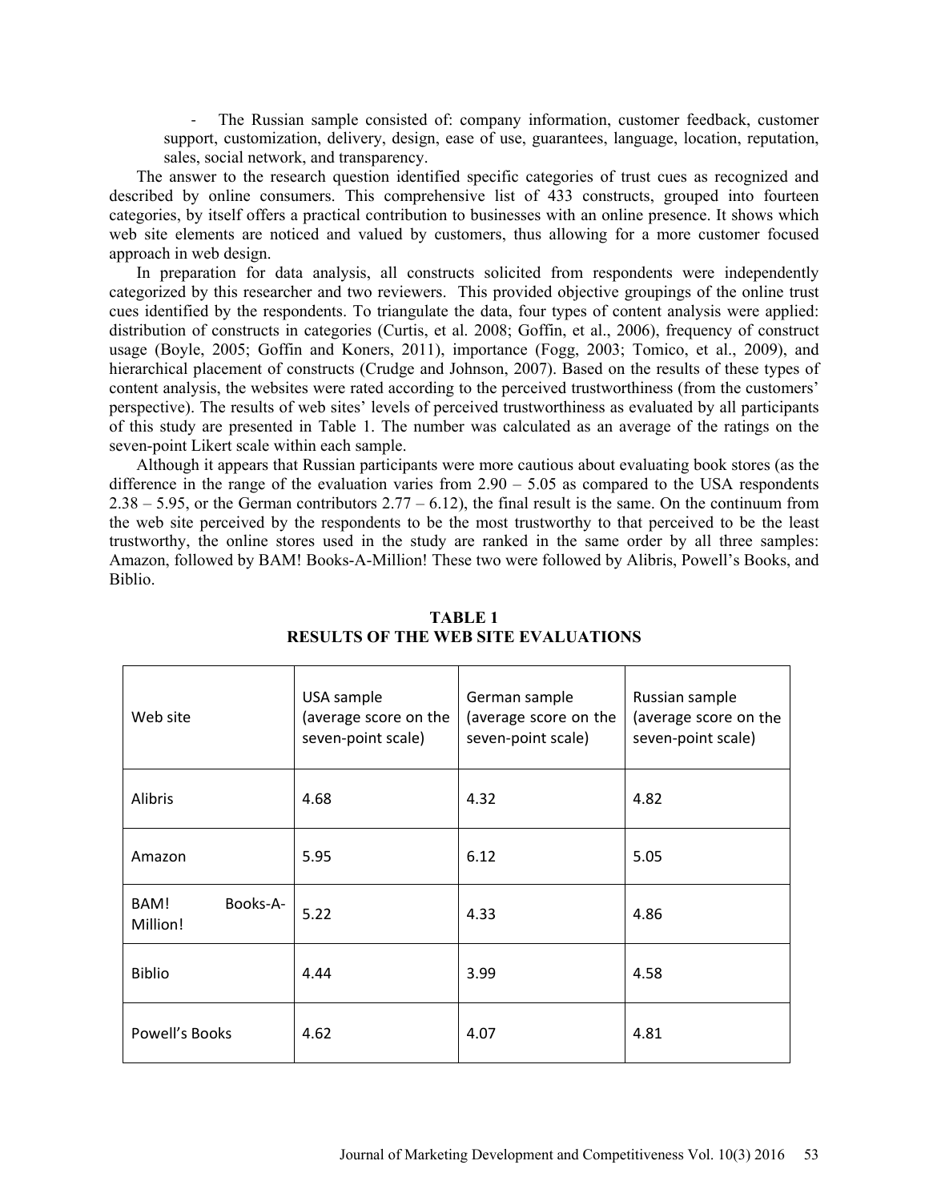- The Russian sample consisted of: company information, customer feedback, customer support, customization, delivery, design, ease of use, guarantees, language, location, reputation, sales, social network, and transparency.

The answer to the research question identified specific categories of trust cues as recognized and described by online consumers. This comprehensive list of 433 constructs, grouped into fourteen categories, by itself offers a practical contribution to businesses with an online presence. It shows which web site elements are noticed and valued by customers, thus allowing for a more customer focused approach in web design.

In preparation for data analysis, all constructs solicited from respondents were independently categorized by this researcher and two reviewers. This provided objective groupings of the online trust cues identified by the respondents. To triangulate the data, four types of content analysis were applied: distribution of constructs in categories (Curtis, et al. 2008; Goffin, et al., 2006), frequency of construct usage (Boyle, 2005; Goffin and Koners, 2011), importance (Fogg, 2003; Tomico, et al., 2009), and hierarchical placement of constructs (Crudge and Johnson, 2007). Based on the results of these types of content analysis, the websites were rated according to the perceived trustworthiness (from the customers' perspective). The results of web sites' levels of perceived trustworthiness as evaluated by all participants of this study are presented in Table 1. The number was calculated as an average of the ratings on the seven-point Likert scale within each sample.

Although it appears that Russian participants were more cautious about evaluating book stores (as the difference in the range of the evaluation varies from 2.90 – 5.05 as compared to the USA respondents 2.38 – 5.95, or the German contributors 2.77 – 6.12), the final result is the same. On the continuum from the web site perceived by the respondents to be the most trustworthy to that perceived to be the least trustworthy, the online stores used in the study are ranked in the same order by all three samples: Amazon, followed by BAM! Books-A-Million! These two were followed by Alibris, Powell's Books, and Biblio.

**TABLE 1**
**RESULTS OF THE WEB SITE EVALUATIONS**

| Web site | USA sample (average score on the seven-point scale) | German sample (average score on the seven-point scale) | Russian sample (average score on the seven-point scale) |
|---|---|---|---|
| Alibris | 4.68 | 4.32 | 4.82 |
| Amazon | 5.95 | 6.12 | 5.05 |
| BAM! Books-A-Million! | 5.22 | 4.33 | 4.86 |
| Biblio | 4.44 | 3.99 | 4.58 |
| Powell's Books | 4.62 | 4.07 | 4.81 |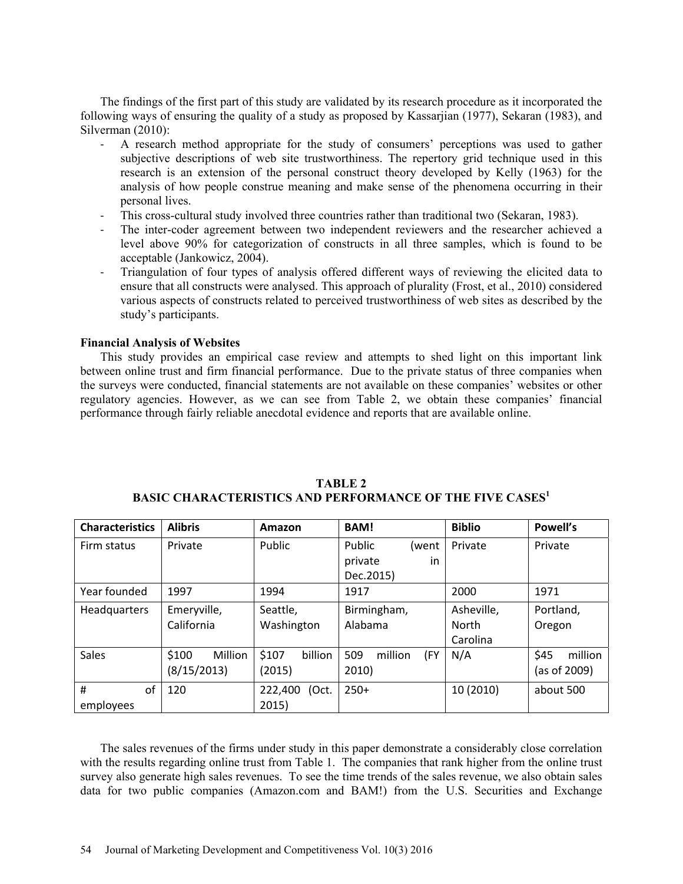The findings of the first part of this study are validated by its research procedure as it incorporated the following ways of ensuring the quality of a study as proposed by Kassarjian (1977), Sekaran (1983), and Silverman (2010):

- A research method appropriate for the study of consumers' perceptions was used to gather subjective descriptions of web site trustworthiness. The repertory grid technique used in this research is an extension of the personal construct theory developed by Kelly (1963) for the analysis of how people construe meaning and make sense of the phenomena occurring in their personal lives.
- This cross-cultural study involved three countries rather than traditional two (Sekaran, 1983).
- The inter-coder agreement between two independent reviewers and the researcher achieved a level above 90% for categorization of constructs in all three samples, which is found to be acceptable (Jankowicz, 2004).
- Triangulation of four types of analysis offered different ways of reviewing the elicited data to ensure that all constructs were analysed. This approach of plurality (Frost, et al., 2010) considered various aspects of constructs related to perceived trustworthiness of web sites as described by the study's participants.

**Financial Analysis of Websites**

This study provides an empirical case review and attempts to shed light on this important link between online trust and firm financial performance. Due to the private status of three companies when the surveys were conducted, financial statements are not available on these companies' websites or other regulatory agencies. However, as we can see from Table 2, we obtain these companies' financial performance through fairly reliable anecdotal evidence and reports that are available online.

**TABLE 2**
**BASIC CHARACTERISTICS AND PERFORMANCE OF THE FIVE CASES[1]**

| Characteristics | Alibris | Amazon | BAM! | Biblio | Powell's |
|---|---|---|---|---|---|
| Firm status | Private | Public | Public (went private in Dec.2015) | Private | Private |
| Year founded | 1997 | 1994 | 1917 | 2000 | 1971 |
| Headquarters | Emeryville, California | Seattle, Washington | Birmingham, Alabama | Asheville, North Carolina | Portland, Oregon |
| Sales | $100 Million (8/15/2013) | $107 billion (2015) | 509 million (FY 2010) | N/A | $45 million (as of 2009) |
| # of employees | 120 | 222,400 (Oct. 2015) | 250+ | 10 (2010) | about 500 |

The sales revenues of the firms under study in this paper demonstrate a considerably close correlation with the results regarding online trust from Table 1. The companies that rank higher from the online trust survey also generate high sales revenues. To see the time trends of the sales revenue, we also obtain sales data for two public companies (Amazon.com and BAM!) from the U.S. Securities and Exchange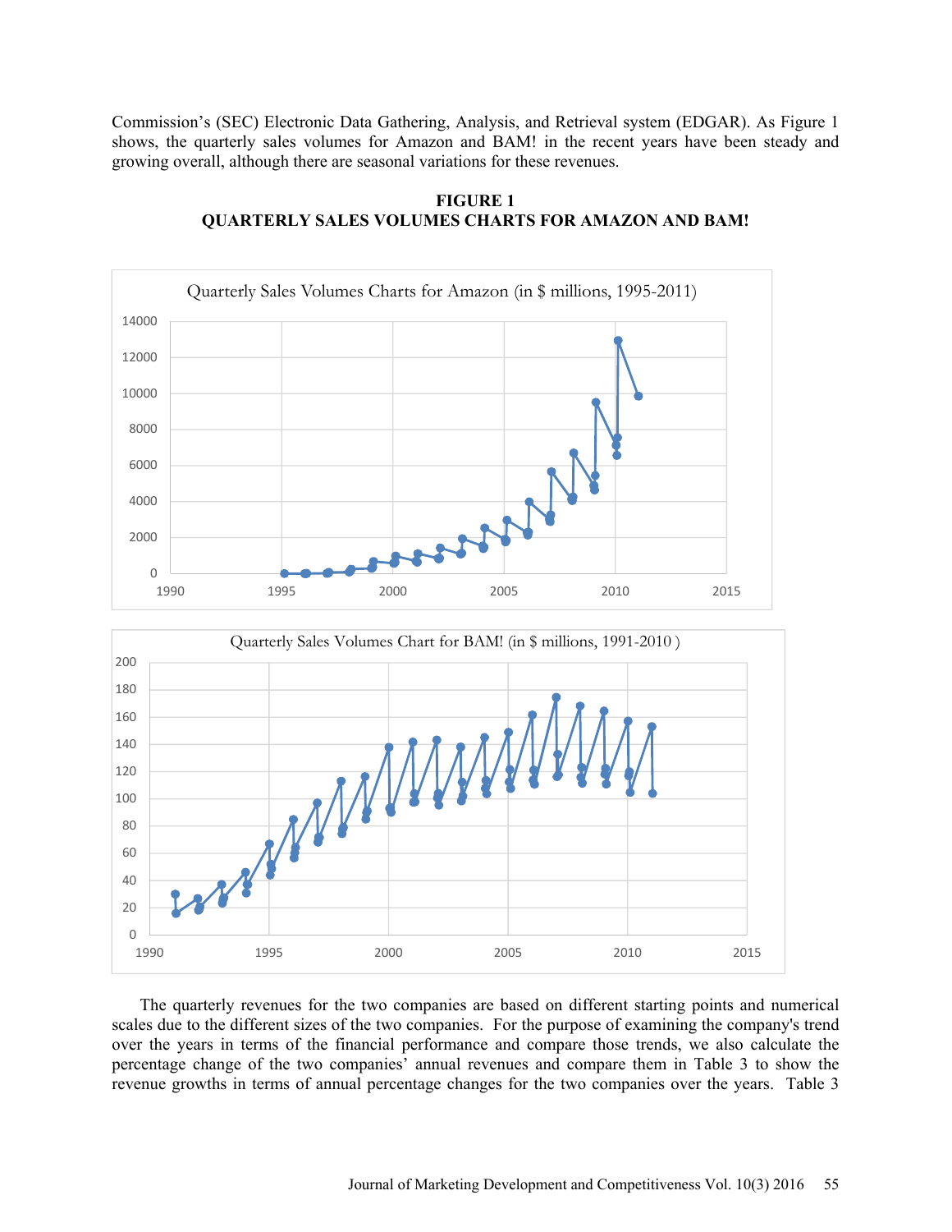Commission's (SEC) Electronic Data Gathering, Analysis, and Retrieval system (EDGAR). As Figure 1 shows, the quarterly sales volumes for Amazon and BAM! in the recent years have been steady and growing overall, although there are seasonal variations for these revenues.

**FIGURE 1**
**QUARTERLY SALES VOLUMES CHARTS FOR AMAZON AND BAM!**

Quarterly Sales Volumes Charts for Amazon (in $ millions, 1995-2011)

Quarterly Sales Volumes Chart for BAM! (in $ millions, 1991-2010 )

The quarterly revenues for the two companies are based on different starting points and numerical scales due to the different sizes of the two companies. For the purpose of examining the company's trend over the years in terms of the financial performance and compare those trends, we also calculate the percentage change of the two companies' annual revenues and compare them in Table 3 to show the revenue growths in terms of annual percentage changes for the two companies over the years. Table 3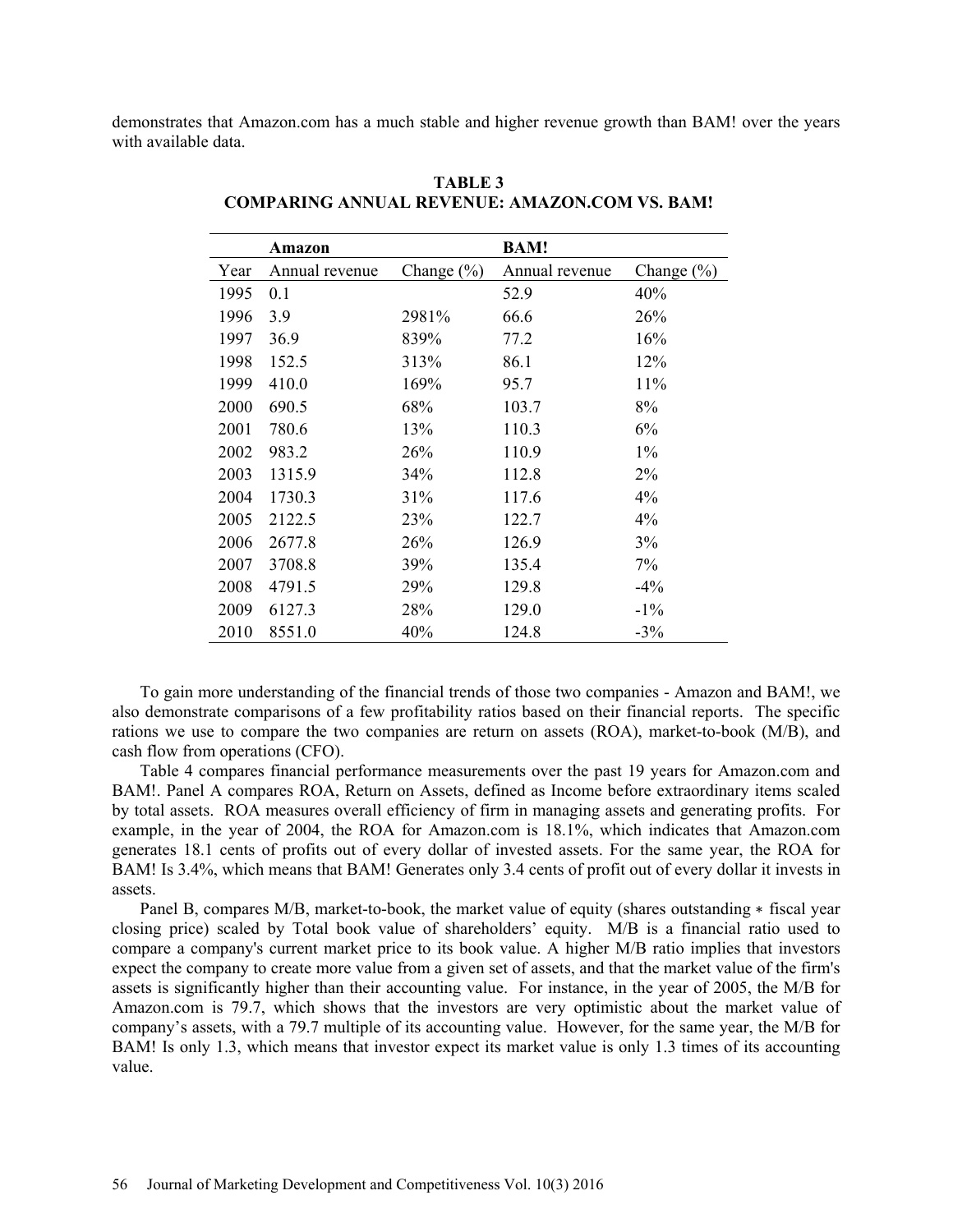demonstrates that Amazon.com has a much stable and higher revenue growth than BAM! over the years with available data.

**TABLE 3**
**COMPARING ANNUAL REVENUE: AMAZON.COM VS. BAM!**

| | **Amazon** | | **BAM!** | |
|---|---|---|---|---|
| Year | Annual revenue | Change (%) | Annual revenue | Change (%) |
| 1995 | 0.1 | | 52.9 | 40% |
| 1996 | 3.9 | 2981% | 66.6 | 26% |
| 1997 | 36.9 | 839% | 77.2 | 16% |
| 1998 | 152.5 | 313% | 86.1 | 12% |
| 1999 | 410.0 | 169% | 95.7 | 11% |
| 2000 | 690.5 | 68% | 103.7 | 8% |
| 2001 | 780.6 | 13% | 110.3 | 6% |
| 2002 | 983.2 | 26% | 110.9 | 1% |
| 2003 | 1315.9 | 34% | 112.8 | 2% |
| 2004 | 1730.3 | 31% | 117.6 | 4% |
| 2005 | 2122.5 | 23% | 122.7 | 4% |
| 2006 | 2677.8 | 26% | 126.9 | 3% |
| 2007 | 3708.8 | 39% | 135.4 | 7% |
| 2008 | 4791.5 | 29% | 129.8 | -4% |
| 2009 | 6127.3 | 28% | 129.0 | -1% |
| 2010 | 8551.0 | 40% | 124.8 | -3% |

To gain more understanding of the financial trends of those two companies - Amazon and BAM!, we also demonstrate comparisons of a few profitability ratios based on their financial reports. The specific rations we use to compare the two companies are return on assets (ROA), market-to-book (M/B), and cash flow from operations (CFO).

Table 4 compares financial performance measurements over the past 19 years for Amazon.com and BAM!. Panel A compares ROA, Return on Assets, defined as Income before extraordinary items scaled by total assets. ROA measures overall efficiency of firm in managing assets and generating profits. For example, in the year of 2004, the ROA for Amazon.com is 18.1%, which indicates that Amazon.com generates 18.1 cents of profits out of every dollar of invested assets. For the same year, the ROA for BAM! Is 3.4%, which means that BAM! Generates only 3.4 cents of profit out of every dollar it invests in assets.

Panel B, compares M/B, market-to-book, the market value of equity (shares outstanding ∗ fiscal year closing price) scaled by Total book value of shareholders' equity. M/B is a financial ratio used to compare a company's current market price to its book value. A higher M/B ratio implies that investors expect the company to create more value from a given set of assets, and that the market value of the firm's assets is significantly higher than their accounting value. For instance, in the year of 2005, the M/B for Amazon.com is 79.7, which shows that the investors are very optimistic about the market value of company's assets, with a 79.7 multiple of its accounting value. However, for the same year, the M/B for BAM! Is only 1.3, which means that investor expect its market value is only 1.3 times of its accounting value.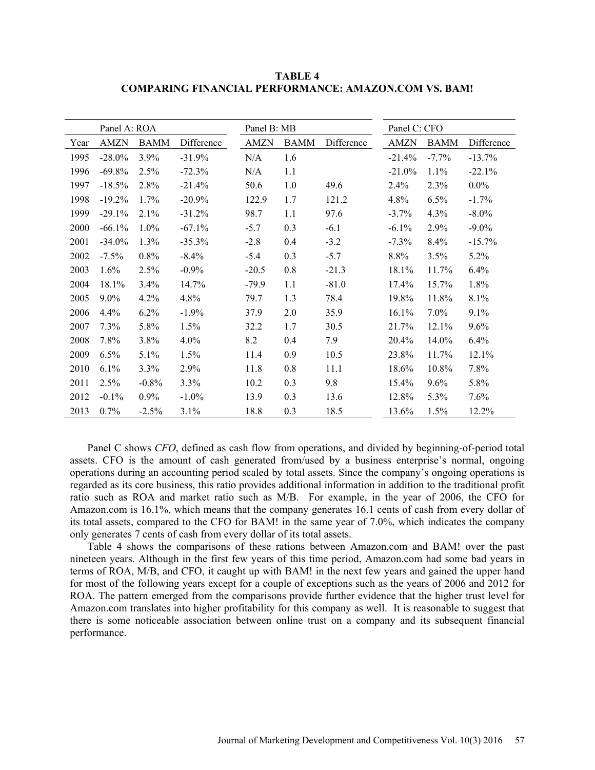**TABLE 4**
**COMPARING FINANCIAL PERFORMANCE: AMAZON.COM VS. BAM!**

| | Panel A: ROA | | | Panel B: MB | | | Panel C: CFO | | |
|---|---|---|---|---|---|---|---|---|---|
| Year | AMZN | BAMM | Difference | AMZN | BAMM | Difference | AMZN | BAMM | Difference |
| 1995 | -28.0% | 3.9% | -31.9% | N/A | 1.6 | | -21.4% | -7.7% | -13.7% |
| 1996 | -69.8% | 2.5% | -72.3% | N/A | 1.1 | | -21.0% | 1.1% | -22.1% |
| 1997 | -18.5% | 2.8% | -21.4% | 50.6 | 1.0 | 49.6 | 2.4% | 2.3% | 0.0% |
| 1998 | -19.2% | 1.7% | -20.9% | 122.9 | 1.7 | 121.2 | 4.8% | 6.5% | -1.7% |
| 1999 | -29.1% | 2.1% | -31.2% | 98.7 | 1.1 | 97.6 | -3.7% | 4.3% | -8.0% |
| 2000 | -66.1% | 1.0% | -67.1% | -5.7 | 0.3 | -6.1 | -6.1% | 2.9% | -9.0% |
| 2001 | -34.0% | 1.3% | -35.3% | -2.8 | 0.4 | -3.2 | -7.3% | 8.4% | -15.7% |
| 2002 | -7.5% | 0.8% | -8.4% | -5.4 | 0.3 | -5.7 | 8.8% | 3.5% | 5.2% |
| 2003 | 1.6% | 2.5% | -0.9% | -20.5 | 0.8 | -21.3 | 18.1% | 11.7% | 6.4% |
| 2004 | 18.1% | 3.4% | 14.7% | -79.9 | 1.1 | -81.0 | 17.4% | 15.7% | 1.8% |
| 2005 | 9.0% | 4.2% | 4.8% | 79.7 | 1.3 | 78.4 | 19.8% | 11.8% | 8.1% |
| 2006 | 4.4% | 6.2% | -1.9% | 37.9 | 2.0 | 35.9 | 16.1% | 7.0% | 9.1% |
| 2007 | 7.3% | 5.8% | 1.5% | 32.2 | 1.7 | 30.5 | 21.7% | 12.1% | 9.6% |
| 2008 | 7.8% | 3.8% | 4.0% | 8.2 | 0.4 | 7.9 | 20.4% | 14.0% | 6.4% |
| 2009 | 6.5% | 5.1% | 1.5% | 11.4 | 0.9 | 10.5 | 23.8% | 11.7% | 12.1% |
| 2010 | 6.1% | 3.3% | 2.9% | 11.8 | 0.8 | 11.1 | 18.6% | 10.8% | 7.8% |
| 2011 | 2.5% | -0.8% | 3.3% | 10.2 | 0.3 | 9.8 | 15.4% | 9.6% | 5.8% |
| 2012 | -0.1% | 0.9% | -1.0% | 13.9 | 0.3 | 13.6 | 12.8% | 5.3% | 7.6% |
| 2013 | 0.7% | -2.5% | 3.1% | 18.8 | 0.3 | 18.5 | 13.6% | 1.5% | 12.2% |

Panel C shows *CFO*, defined as cash flow from operations, and divided by beginning-of-period total assets. CFO is the amount of cash generated from/used by a business enterprise's normal, ongoing operations during an accounting period scaled by total assets. Since the company's ongoing operations is regarded as its core business, this ratio provides additional information in addition to the traditional profit ratio such as ROA and market ratio such as M/B. For example, in the year of 2006, the CFO for Amazon.com is 16.1%, which means that the company generates 16.1 cents of cash from every dollar of its total assets, compared to the CFO for BAM! in the same year of 7.0%, which indicates the company only generates 7 cents of cash from every dollar of its total assets.

Table 4 shows the comparisons of these rations between Amazon.com and BAM! over the past nineteen years. Although in the first few years of this time period, Amazon.com had some bad years in terms of ROA, M/B, and CFO, it caught up with BAM! in the next few years and gained the upper hand for most of the following years except for a couple of exceptions such as the years of 2006 and 2012 for ROA. The pattern emerged from the comparisons provide further evidence that the higher trust level for Amazon.com translates into higher profitability for this company as well. It is reasonable to suggest that there is some noticeable association between online trust on a company and its subsequent financial performance.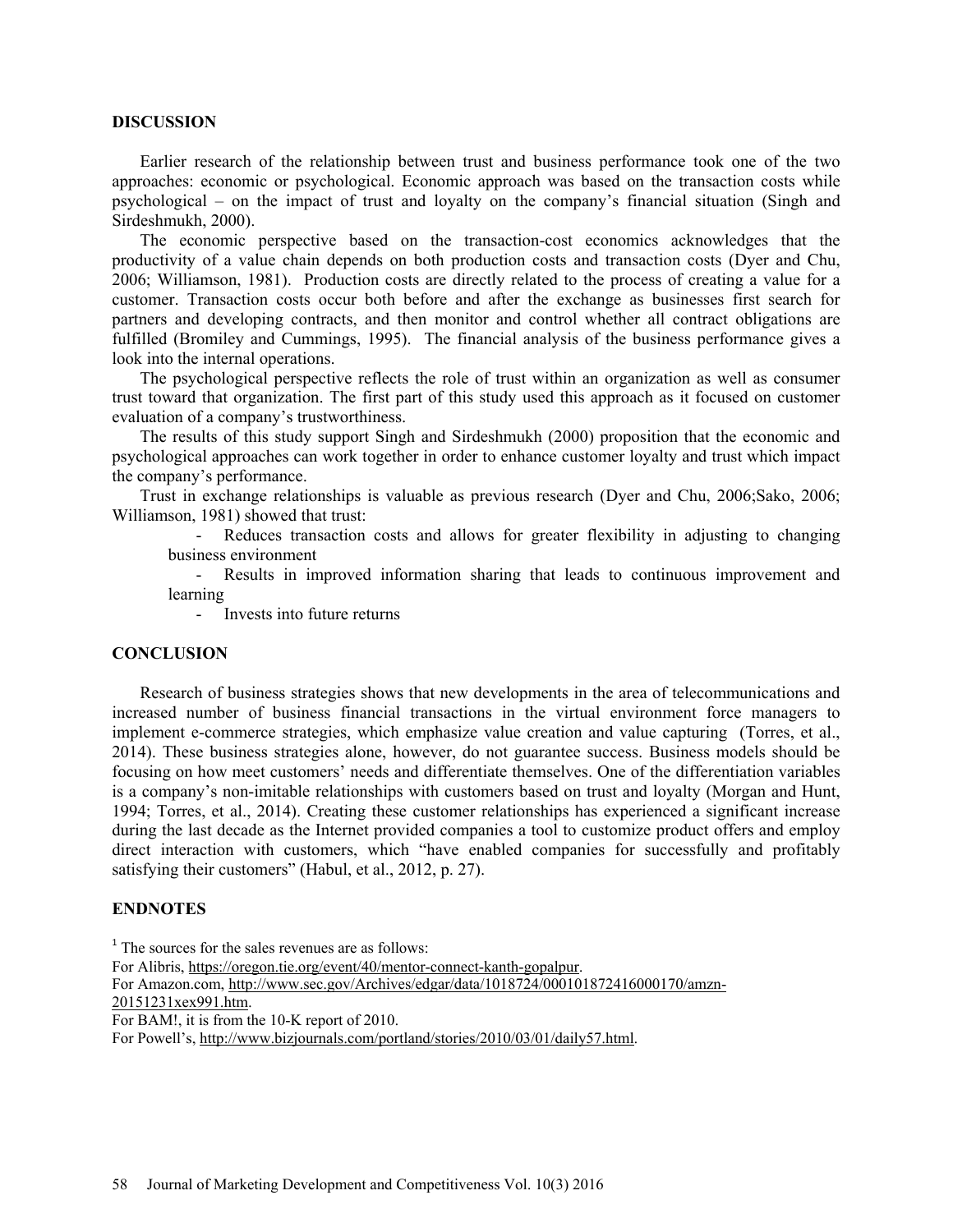## DISCUSSION

Earlier research of the relationship between trust and business performance took one of the two approaches: economic or psychological. Economic approach was based on the transaction costs while psychological – on the impact of trust and loyalty on the company's financial situation (Singh and Sirdeshmukh, 2000).

The economic perspective based on the transaction-cost economics acknowledges that the productivity of a value chain depends on both production costs and transaction costs (Dyer and Chu, 2006; Williamson, 1981). Production costs are directly related to the process of creating a value for a customer. Transaction costs occur both before and after the exchange as businesses first search for partners and developing contracts, and then monitor and control whether all contract obligations are fulfilled (Bromiley and Cummings, 1995). The financial analysis of the business performance gives a look into the internal operations.

The psychological perspective reflects the role of trust within an organization as well as consumer trust toward that organization. The first part of this study used this approach as it focused on customer evaluation of a company's trustworthiness.

The results of this study support Singh and Sirdeshmukh (2000) proposition that the economic and psychological approaches can work together in order to enhance customer loyalty and trust which impact the company's performance.

Trust in exchange relationships is valuable as previous research (Dyer and Chu, 2006;Sako, 2006; Williamson, 1981) showed that trust:

- Reduces transaction costs and allows for greater flexibility in adjusting to changing business environment
- Results in improved information sharing that leads to continuous improvement and learning
- Invests into future returns

## CONCLUSION

Research of business strategies shows that new developments in the area of telecommunications and increased number of business financial transactions in the virtual environment force managers to implement e-commerce strategies, which emphasize value creation and value capturing (Torres, et al., 2014). These business strategies alone, however, do not guarantee success. Business models should be focusing on how meet customers' needs and differentiate themselves. One of the differentiation variables is a company's non-imitable relationships with customers based on trust and loyalty (Morgan and Hunt, 1994; Torres, et al., 2014). Creating these customer relationships has experienced a significant increase during the last decade as the Internet provided companies a tool to customize product offers and employ direct interaction with customers, which "have enabled companies for successfully and profitably satisfying their customers" (Habul, et al., 2012, p. 27).

## ENDNOTES

[1] The sources for the sales revenues are as follows:

For Alibris, https://oregon.tie.org/event/40/mentor-connect-kanth-gopalpur.

For Amazon.com, http://www.sec.gov/Archives/edgar/data/1018724/000101872416000170/amzn-20151231xex991.htm.

For BAM!, it is from the 10-K report of 2010.

For Powell's, http://www.bizjournals.com/portland/stories/2010/03/01/daily57.html.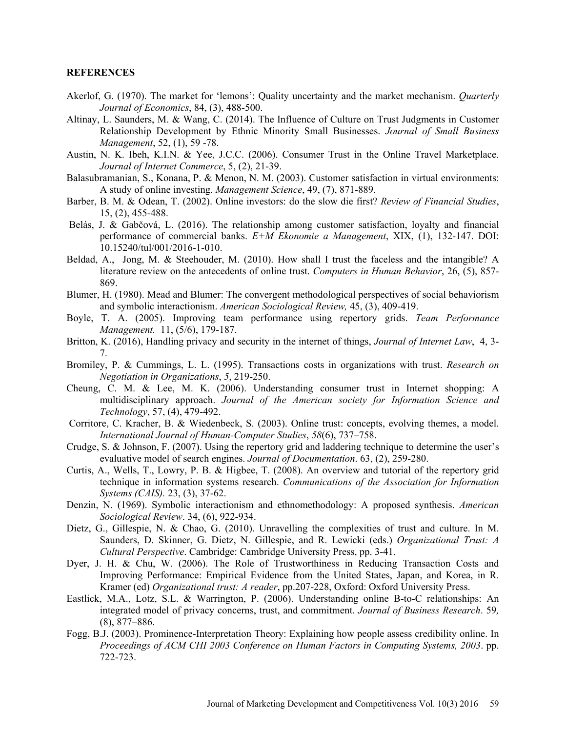**REFERENCES**

Akerlof, G. (1970). The market for 'lemons': Quality uncertainty and the market mechanism. *Quarterly Journal of Economics*, 84, (3), 488-500.

Altinay, L. Saunders, M. & Wang, C. (2014). The Influence of Culture on Trust Judgments in Customer Relationship Development by Ethnic Minority Small Businesses. *Journal of Small Business Management*, 52, (1), 59 -78.

Austin, N. K. Ibeh, K.I.N. & Yee, J.C.C. (2006). Consumer Trust in the Online Travel Marketplace. *Journal of Internet Commerce*, 5, (2), 21-39.

Balasubramanian, S., Konana, P. & Menon, N. M. (2003). Customer satisfaction in virtual environments: A study of online investing. *Management Science*, 49, (7), 871-889.

Barber, B. M. & Odean, T. (2002). Online investors: do the slow die first? *Review of Financial Studies*, 15, (2), 455-488.

Belás, J. & Gabčová, L. (2016). The relationship among customer satisfaction, loyalty and financial performance of commercial banks. *E+M Ekonomie a Management*, XIX, (1), 132-147. DOI: 10.15240/tul/001/2016-1-010.

Beldad, A., Jong, M. & Steehouder, M. (2010). How shall I trust the faceless and the intangible? A literature review on the antecedents of online trust. *Computers in Human Behavior*, 26, (5), 857-869.

Blumer, H. (1980). Mead and Blumer: The convergent methodological perspectives of social behaviorism and symbolic interactionism. *American Sociological Review,* 45, (3), 409-419.

Boyle, T. A. (2005). Improving team performance using repertory grids. *Team Performance Management.* 11, (5/6), 179-187.

Britton, K. (2016), Handling privacy and security in the internet of things, *Journal of Internet Law*, 4, 3-7.

Bromiley, P. & Cummings, L. L. (1995). Transactions costs in organizations with trust. *Research on Negotiation in Organizations*, *5*, 219-250.

Cheung, C. M. & Lee, M. K. (2006). Understanding consumer trust in Internet shopping: A multidisciplinary approach. *Journal of the American society for Information Science and Technology*, 57, (4), 479-492.

Corritore, C. Kracher, B. & Wiedenbeck, S. (2003). Online trust: concepts, evolving themes, a model. *International Journal of Human-Computer Studies*, *58*(6), 737–758.

Crudge, S. & Johnson, F. (2007). Using the repertory grid and laddering technique to determine the user's evaluative model of search engines. *Journal of Documentation*. 63, (2), 259-280.

Curtis, A., Wells, T., Lowry, P. B. & Higbee, T. (2008). An overview and tutorial of the repertory grid technique in information systems research. *Communications of the Association for Information Systems (CAIS).* 23, (3), 37-62.

Denzin, N. (1969). Symbolic interactionism and ethnomethodology: A proposed synthesis. *American Sociological Review*. 34, (6), 922-934.

Dietz, G., Gillespie, N. & Chao, G. (2010). Unravelling the complexities of trust and culture. In M. Saunders, D. Skinner, G. Dietz, N. Gillespie, and R. Lewicki (eds.) *Organizational Trust: A Cultural Perspective*. Cambridge: Cambridge University Press, pp. 3-41.

Dyer, J. H. & Chu, W. (2006). The Role of Trustworthiness in Reducing Transaction Costs and Improving Performance: Empirical Evidence from the United States, Japan, and Korea, in R. Kramer (ed) *Organizational trust: A reader*, pp.207-228, Oxford: Oxford University Press.

Eastlick, M.A., Lotz, S.L. & Warrington, P. (2006). Understanding online B-to-C relationships: An integrated model of privacy concerns, trust, and commitment. *Journal of Business Research*. 59*,* (8), 877–886.

Fogg, B.J. (2003). Prominence-Interpretation Theory: Explaining how people assess credibility online. In *Proceedings of ACM CHI 2003 Conference on Human Factors in Computing Systems, 2003*. pp. 722-723.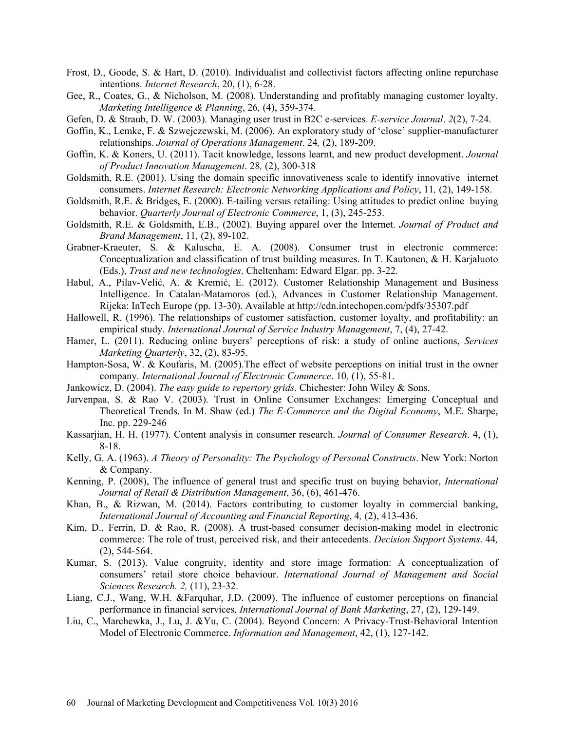Frost, D., Goode, S. & Hart, D. (2010). Individualist and collectivist factors affecting online repurchase intentions. *Internet Research*, 20, (1), 6-28.

Gee, R., Coates, G., & Nicholson, M. (2008). Understanding and profitably managing customer loyalty. *Marketing Intelligence & Planning*, 26*,* (4), 359-374.

Gefen, D. & Straub, D. W. (2003). Managing user trust in B2C e-services. *E-service Journal*. *2*(2), 7-24.

Goffin, K., Lemke, F. & Szwejczewski, M. (2006). An exploratory study of 'close' supplier-manufacturer relationships. *Journal of Operations Management*. 24*,* (2), 189-209.

Goffin, K. & Koners, U. (2011). Tacit knowledge, lessons learnt, and new product development. *Journal of Product Innovation Management*. 28*,* (2), 300-318

Goldsmith, R.E. (2001). Using the domain specific innovativeness scale to identify innovative internet consumers. *Internet Research: Electronic Networking Applications and Policy*, 11*,* (2), 149-158.

Goldsmith, R.E. & Bridges, E. (2000). E-tailing versus retailing: Using attitudes to predict online buying behavior. *Quarterly Journal of Electronic Commerce*, 1, (3), 245-253.

Goldsmith, R.E. & Goldsmith, E.B., (2002). Buying apparel over the Internet. *Journal of Product and Brand Management*, 11*,* (2), 89-102.

Grabner-Kraeuter, S. & Kaluscha, E. A. (2008). Consumer trust in electronic commerce: Conceptualization and classification of trust building measures. In T. Kautonen, & H. Karjaluoto (Eds.), *Trust and new technologies*. Cheltenham: Edward Elgar. pp. 3-22.

Habul, A., Pilav-Velić, A. & Kremić, E. (2012). Customer Relationship Management and Business Intelligence. In Catalan-Matamoros (ed.), Advances in Customer Relationship Management. Rijeka: InTech Europe (pp. 13-30). Available at http://cdn.intechopen.com/pdfs/35307.pdf

Hallowell, R. (1996). The relationships of customer satisfaction, customer loyalty, and profitability: an empirical study. *International Journal of Service Industry Management*, 7, (4), 27-42.

Hamer, L. (2011). Reducing online buyers' perceptions of risk: a study of online auctions, *Services Marketing Quarterly*, 32, (2), 83-95.

Hampton-Sosa, W. & Koufaris, M. (2005).The effect of website perceptions on initial trust in the owner company. *International Journal of Electronic Commerce*. 10*,* (1), 55-81.

Jankowicz, D. (2004). *The easy guide to repertory grids*. Chichester: John Wiley & Sons.

Jarvenpaa, S. & Rao V. (2003). Trust in Online Consumer Exchanges: Emerging Conceptual and Theoretical Trends. In M. Shaw (ed.) *The E-Commerce and the Digital Economy*, M.E. Sharpe, Inc. pp. 229-246

Kassarjian, H. H. (1977). Content analysis in consumer research. *Journal of Consumer Research*. 4, (1), 8-18.

Kelly, G. A. (1963). *A Theory of Personality: The Psychology of Personal Constructs*. New York: Norton & Company.

Kenning, P. (2008), The influence of general trust and specific trust on buying behavior, *International Journal of Retail & Distribution Management*, 36, (6), 461-476.

Khan, B., & Rizwan, M. (2014). Factors contributing to customer loyalty in commercial banking, *International Journal of Accounting and Financial Reporting*, 4*,* (2), 413-436.

Kim, D., Ferrin, D. & Rao, R. (2008). A trust-based consumer decision-making model in electronic commerce: The role of trust, perceived risk, and their antecedents. *Decision Support Systems*. 44*,* (2), 544-564.

Kumar, S. (2013). Value congruity, identity and store image formation: A conceptualization of consumers' retail store choice behaviour. *International Journal of Management and Social Sciences Research. 2,* (11), 23-32.

Liang, C.J., Wang, W.H. &Farquhar, J.D. (2009). The influence of customer perceptions on financial performance in financial services*, International Journal of Bank Marketing*, 27, (2), 129-149.

Liu, C., Marchewka, J., Lu, J. &Yu, C. (2004). Beyond Concern: A Privacy-Trust-Behavioral Intention Model of Electronic Commerce. *Information and Management*, 42, (1), 127-142.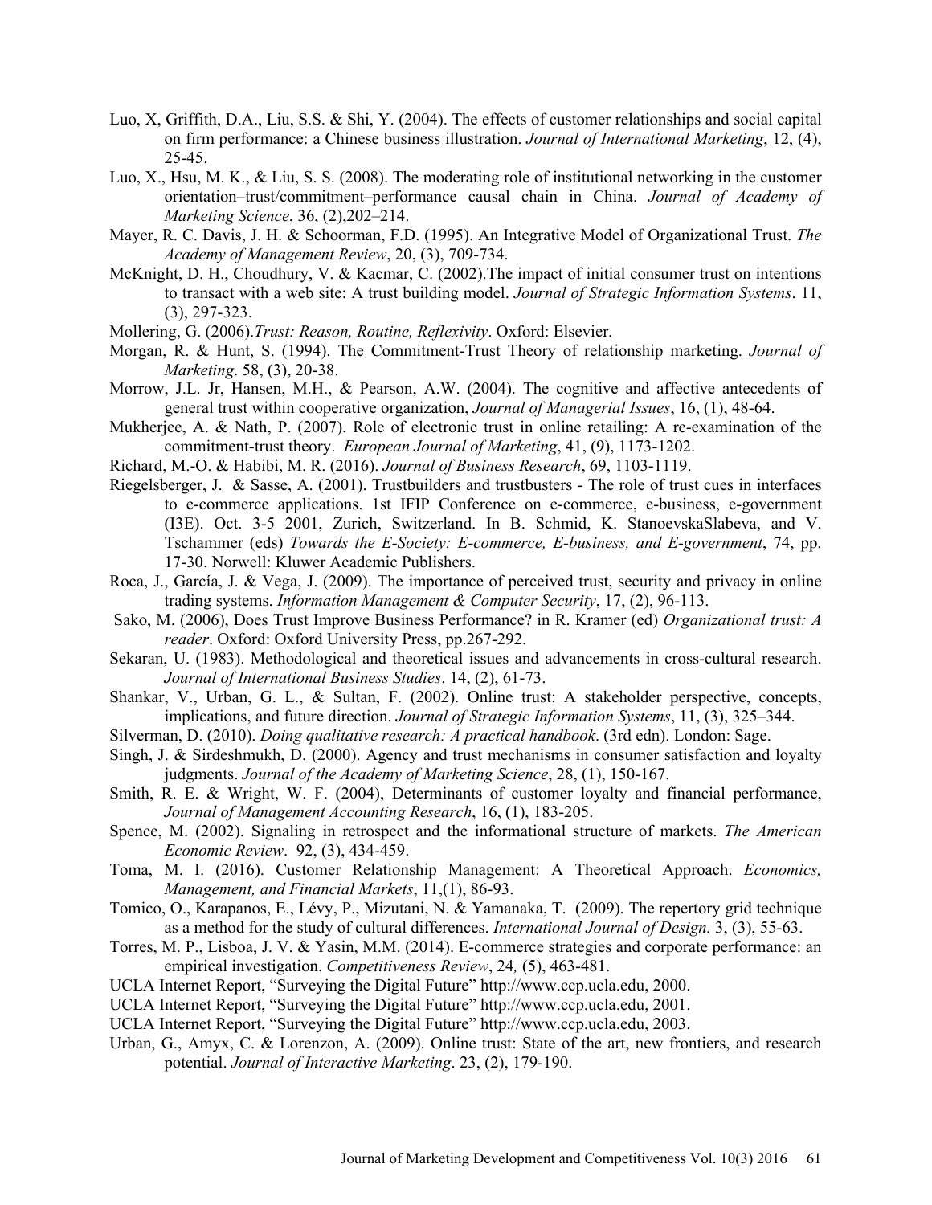Luo, X, Griffith, D.A., Liu, S.S. & Shi, Y. (2004). The effects of customer relationships and social capital on firm performance: a Chinese business illustration. *Journal of International Marketing*, 12, (4), 25-45.

Luo, X., Hsu, M. K., & Liu, S. S. (2008). The moderating role of institutional networking in the customer orientation–trust/commitment–performance causal chain in China. *Journal of Academy of Marketing Science*, 36, (2),202–214.

Mayer, R. C. Davis, J. H. & Schoorman, F.D. (1995). An Integrative Model of Organizational Trust. *The Academy of Management Review*, 20, (3), 709-734.

McKnight, D. H., Choudhury, V. & Kacmar, C. (2002).The impact of initial consumer trust on intentions to transact with a web site: A trust building model. *Journal of Strategic Information Systems*. 11, (3), 297-323.

Mollering, G. (2006).*Trust: Reason, Routine, Reflexivity*. Oxford: Elsevier.

Morgan, R. & Hunt, S. (1994). The Commitment-Trust Theory of relationship marketing. *Journal of Marketing*. 58, (3), 20-38.

Morrow, J.L. Jr, Hansen, M.H., & Pearson, A.W. (2004). The cognitive and affective antecedents of general trust within cooperative organization, *Journal of Managerial Issues*, 16, (1), 48-64.

Mukherjee, A. & Nath, P. (2007). Role of electronic trust in online retailing: A re-examination of the commitment-trust theory. *European Journal of Marketing*, 41, (9), 1173-1202.

Richard, M.-O. & Habibi, M. R. (2016). *Journal of Business Research*, 69, 1103-1119.

Riegelsberger, J. & Sasse, A. (2001). Trustbuilders and trustbusters - The role of trust cues in interfaces to e-commerce applications. 1st IFIP Conference on e-commerce, e-business, e-government (I3E). Oct. 3-5 2001, Zurich, Switzerland. In B. Schmid, K. StanoevskaSlabeva, and V. Tschammer (eds) *Towards the E-Society: E-commerce, E-business, and E-government*, 74, pp. 17-30. Norwell: Kluwer Academic Publishers.

Roca, J., García, J. & Vega, J. (2009). The importance of perceived trust, security and privacy in online trading systems. *Information Management & Computer Security*, 17, (2), 96-113.

Sako, M. (2006), Does Trust Improve Business Performance? in R. Kramer (ed) *Organizational trust: A reader*. Oxford: Oxford University Press, pp.267-292.

Sekaran, U. (1983). Methodological and theoretical issues and advancements in cross-cultural research. *Journal of International Business Studies*. 14, (2), 61-73.

Shankar, V., Urban, G. L., & Sultan, F. (2002). Online trust: A stakeholder perspective, concepts, implications, and future direction. *Journal of Strategic Information Systems*, 11, (3), 325–344.

Silverman, D. (2010). *Doing qualitative research: A practical handbook*. (3rd edn). London: Sage.

Singh, J. & Sirdeshmukh, D. (2000). Agency and trust mechanisms in consumer satisfaction and loyalty judgments. *Journal of the Academy of Marketing Science*, 28, (1), 150-167.

Smith, R. E. & Wright, W. F. (2004), Determinants of customer loyalty and financial performance, *Journal of Management Accounting Research*, 16, (1), 183-205.

Spence, M. (2002). Signaling in retrospect and the informational structure of markets. *The American Economic Review*. 92, (3), 434-459.

Toma, M. I. (2016). Customer Relationship Management: A Theoretical Approach. *Economics, Management, and Financial Markets*, 11,(1), 86-93.

Tomico, O., Karapanos, E., Lévy, P., Mizutani, N. & Yamanaka, T. (2009). The repertory grid technique as a method for the study of cultural differences. *International Journal of Design.* 3, (3), 55-63.

Torres, M. P., Lisboa, J. V. & Yasin, M.M. (2014). E-commerce strategies and corporate performance: an empirical investigation. *Competitiveness Review*, 24*,* (5), 463-481.

UCLA Internet Report, "Surveying the Digital Future" http://www.ccp.ucla.edu, 2000.

UCLA Internet Report, "Surveying the Digital Future" http://www.ccp.ucla.edu, 2001.

UCLA Internet Report, "Surveying the Digital Future" http://www.ccp.ucla.edu, 2003.

Urban, G., Amyx, C. & Lorenzon, A. (2009). Online trust: State of the art, new frontiers, and research potential. *Journal of Interactive Marketing*. 23, (2), 179-190.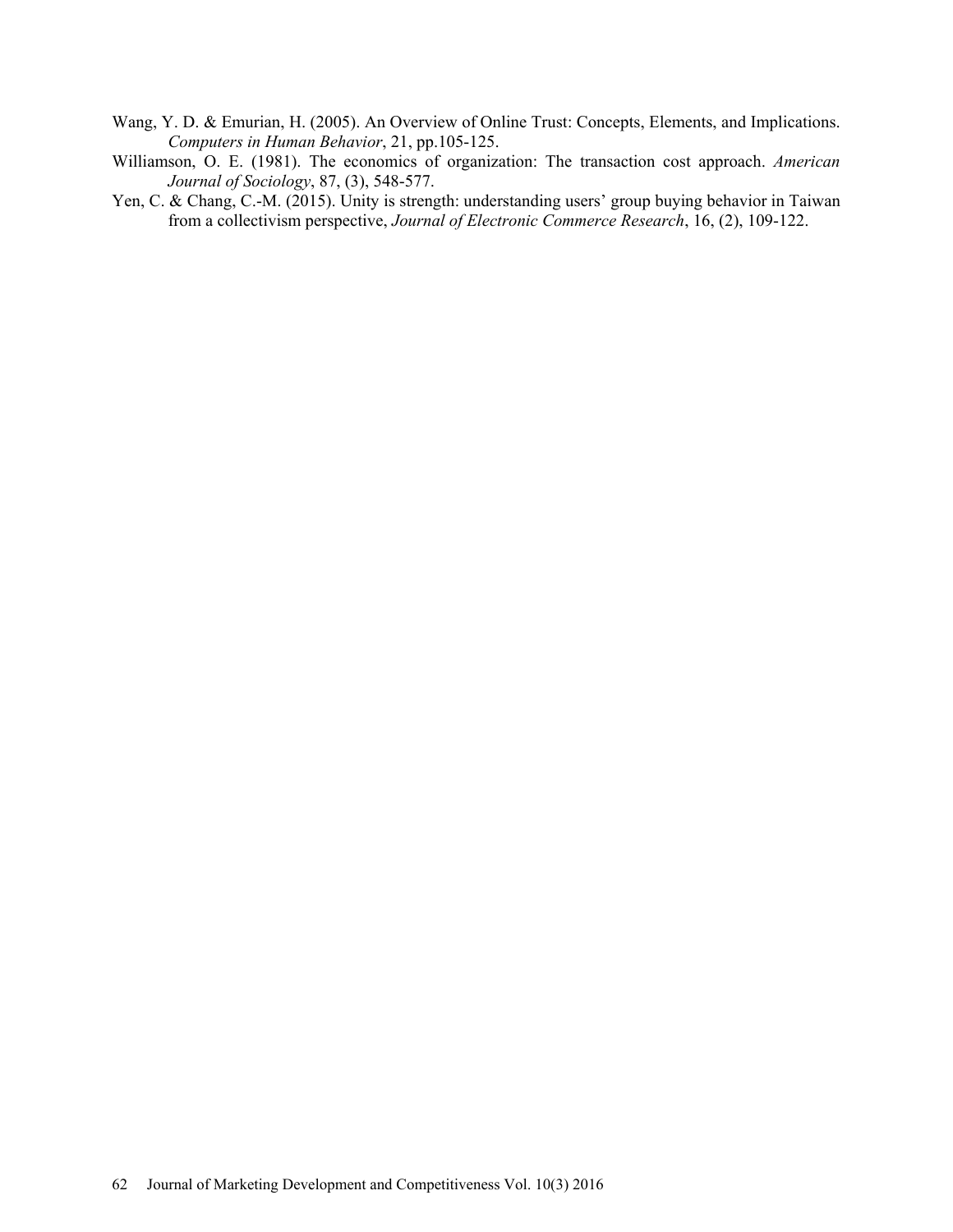Wang, Y. D. & Emurian, H. (2005). An Overview of Online Trust: Concepts, Elements, and Implications. *Computers in Human Behavior*, 21, pp.105-125.

Williamson, O. E. (1981). The economics of organization: The transaction cost approach. *American Journal of Sociology*, 87, (3), 548-577.

Yen, C. & Chang, C.-M. (2015). Unity is strength: understanding users' group buying behavior in Taiwan from a collectivism perspective, *Journal of Electronic Commerce Research*, 16, (2), 109-122.